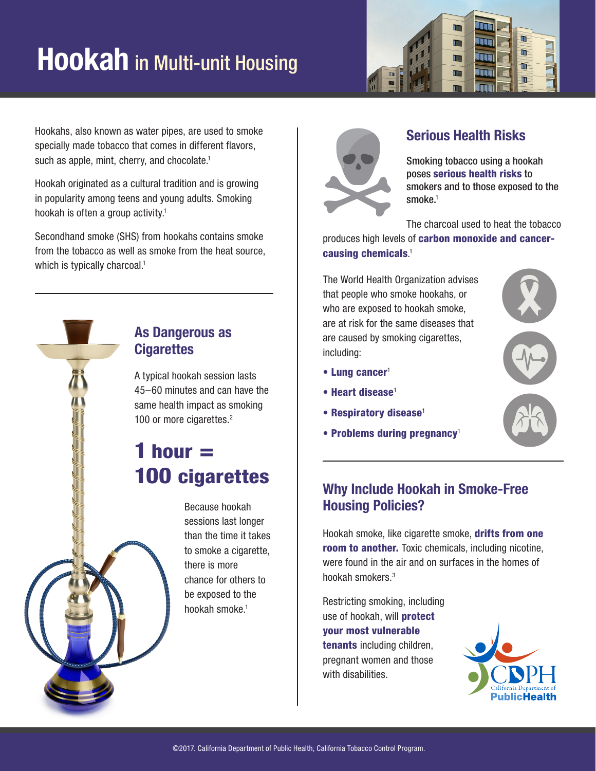# Hookah in Multi-unit Housing

Hookahs, also known as water pipes, are used to smoke specially made tobacco that comes in different flavors, such as apple, mint, cherry, and chocolate.[1]

Hookah originated as a cultural tradition and is growing in popularity among teens and young adults. Smoking hookah is often a group activity.[1]

Secondhand smoke (SHS) from hookahs contains smoke from the tobacco as well as smoke from the heat source, which is typically charcoal.[1]

## As Dangerous as Cigarettes

A typical hookah session lasts 45–60 minutes and can have the same health impact as smoking 100 or more cigarettes.[2]

**1 hour = 100 cigarettes**

Because hookah sessions last longer than the time it takes to smoke a cigarette, there is more chance for others to be exposed to the hookah smoke.[1]

## Serious Health Risks

Smoking tobacco using a hookah poses **serious health risks** to smokers and to those exposed to the smoke.[1]

The charcoal used to heat the tobacco produces high levels of **carbon monoxide and cancer-causing chemicals**.[1]

The World Health Organization advises that people who smoke hookahs, or who are exposed to hookah smoke, are at risk for the same diseases that are caused by smoking cigarettes, including:

- **Lung cancer**[1]
- **Heart disease**[1]
- **Respiratory disease**[1]
- **Problems during pregnancy**[1]

## Why Include Hookah in Smoke-Free Housing Policies?

Hookah smoke, like cigarette smoke, **drifts from one room to another.** Toxic chemicals, including nicotine, were found in the air and on surfaces in the homes of hookah smokers.[3]

Restricting smoking, including use of hookah, will **protect your most vulnerable tenants** including children, pregnant women and those with disabilities.

CDPH California Department of Public Health

©2017. California Department of Public Health, California Tobacco Control Program.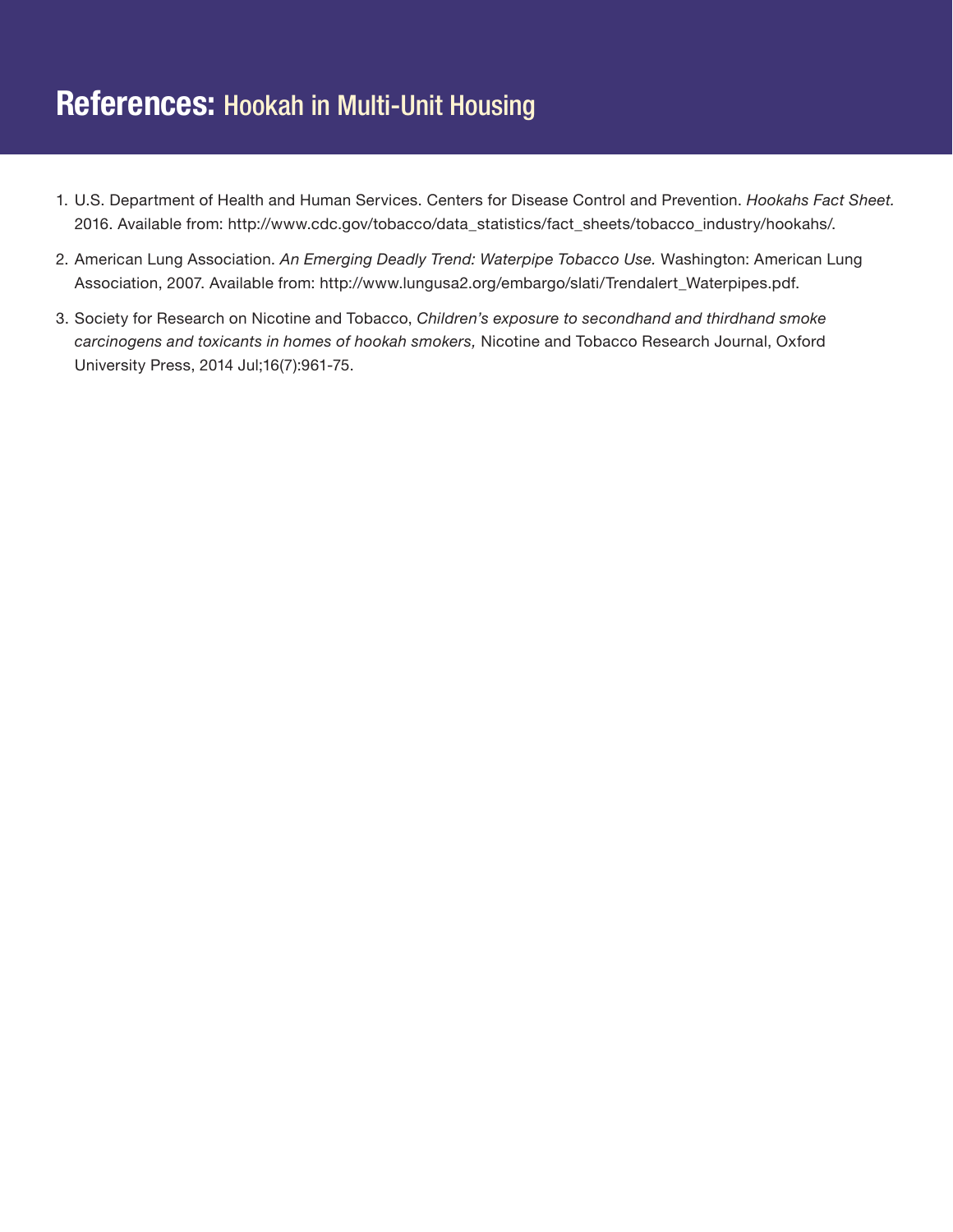# **References:** Hookah in Multi-Unit Housing

1. U.S. Department of Health and Human Services. Centers for Disease Control and Prevention. *Hookahs Fact Sheet.* 2016. Available from: http://www.cdc.gov/tobacco/data_statistics/fact_sheets/tobacco_industry/hookahs/.

2. American Lung Association. *An Emerging Deadly Trend: Waterpipe Tobacco Use.* Washington: American Lung Association, 2007. Available from: http://www.lungusa2.org/embargo/slati/Trendalert_Waterpipes.pdf.

3. Society for Research on Nicotine and Tobacco, *Children's exposure to secondhand and thirdhand smoke carcinogens and toxicants in homes of hookah smokers,* Nicotine and Tobacco Research Journal, Oxford University Press, 2014 Jul;16(7):961-75.